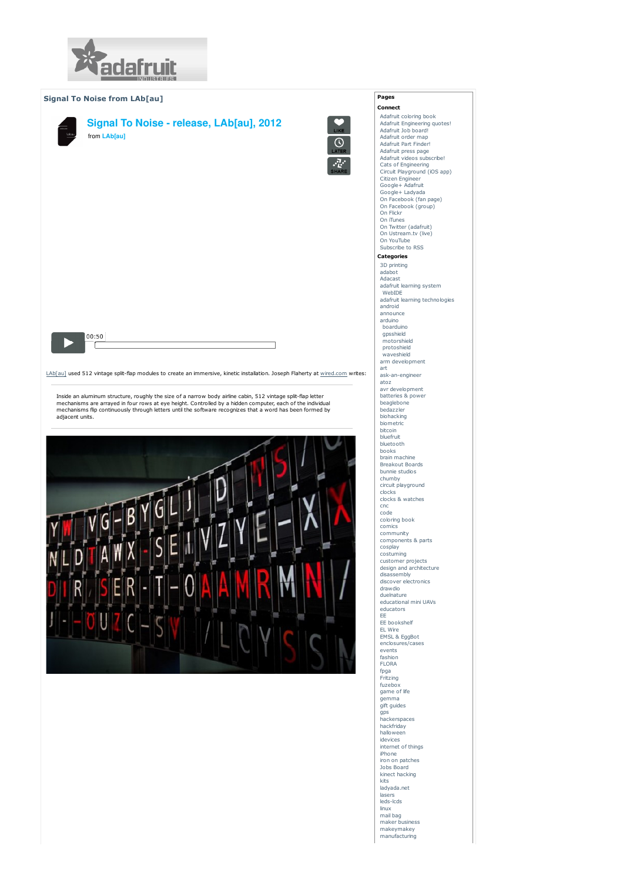## Signal To Noise from LAb[au]

### Signal To Noise - release, LAb[au], 2012

from LAb[au]

LIKE

LATER

SHARE

00:50

LAb[au] used 512 vintage split-flap modules to create an immersive, kinetic installation. Joseph Flaherty at wired.com writes:

> Inside an aluminum structure, roughly the size of a narrow body airline cabin, 512 vintage split-flap letter mechanisms are arrayed in four rows at eye height. Controlled by a hidden computer, each of the individual mechanisms flip continuously through letters until the software recognizes that a word has been formed by adjacent units.

**Pages**

**Connect**

- Adafruit coloring book
- Adafruit Engineering quotes!
- Adafruit Job board!
- Adafruit order map
- Adafruit Part Finder!
- Adafruit press page
- Adafruit videos subscribe!
- Cats of Engineering
- Circuit Playground (iOS app)
- Citizen Engineer
- Google+ Adafruit
- Google+ Ladyada
- On Facebook (fan page)
- On Facebook (group)
- On Flickr
- On iTunes
- On Twitter (adafruit)
- On Ustream.tv (live)
- On YouTube
- Subscribe to RSS

**Categories**

- 3D printing
- adabot
- Adacast
- adafruit learning system
  - WebIDE
- adafruit learning technologies
- android
- announce
- arduino
  - boarduino
  - gpsshield
  - motorshield
  - protoshield
  - waveshield
- arm development
- art
- ask-an-engineer
- atoz
- avr development
- batteries & power
- beaglebone
- bedazzler
- biohacking
- biometric
- bitcoin
- bluefruit
- bluetooth
- books
- brain machine
- Breakout Boards
- bunnie studios
- chumby
- circuit playground
- clocks
- clocks & watches
- cnc
- code
- coloring book
- comics
- community
- components & parts
- cosplay
- costuming
- customer projects
- design and architecture
- disassembly
- discover electronics
- drawdio
- duelnature
- educational mini UAVs
- educators
- EE
- EE bookshelf
- EL Wire
- EMSL & EggBot
- enclosures/cases
- events
- fashion
- FLORA
- fpga
- Fritzing
- fuzebox
- game of life
- gemma
- gift guides
- gps
- hackerspaces
- hackfriday
- halloween
- idevices
- internet of things
- iPhone
- iron on patches
- Jobs Board
- kinect hacking
- kits
- ladyada.net
- lasers
- leds-lcds
- linux
- mail bag
- maker business
- makeymakey
- manufacturing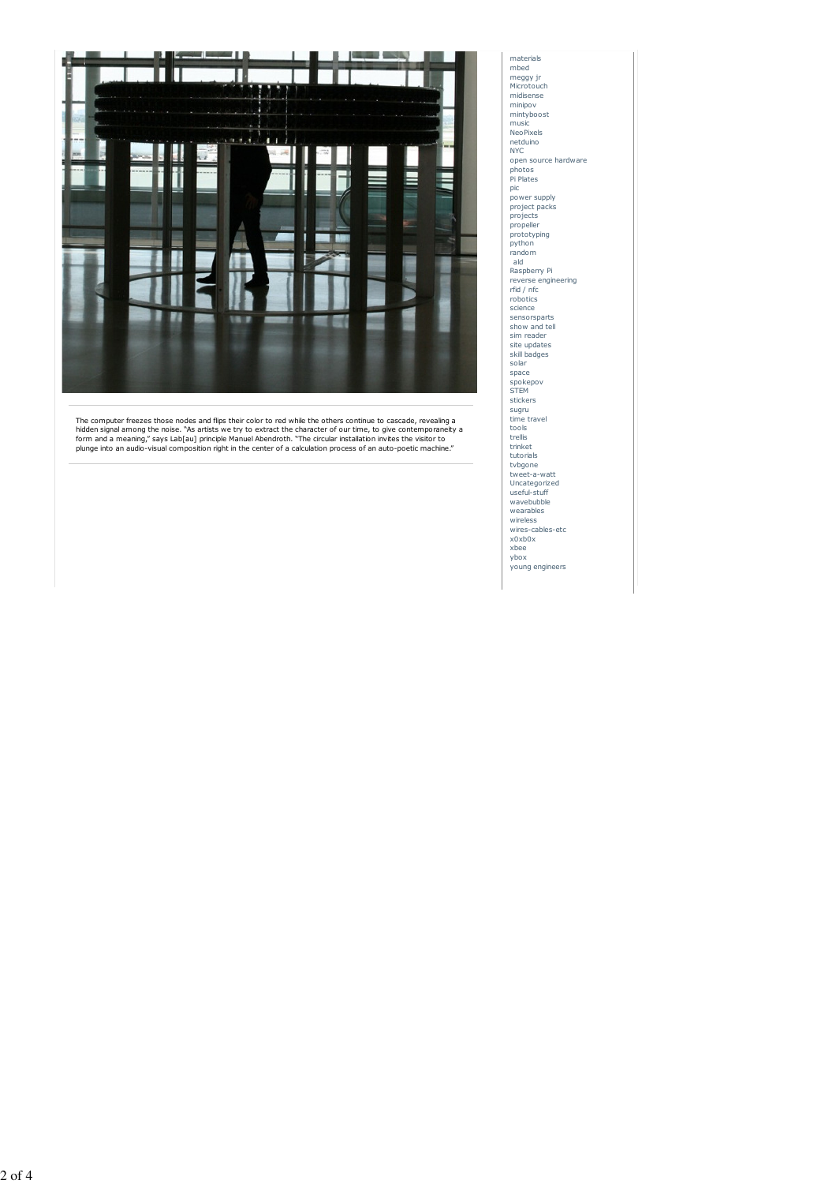The computer freezes those nodes and flips their color to red while the others continue to cascade, revealing a hidden signal among the noise. "As artists we try to extract the character of our time, to give contemporaneity a form and a meaning," says Lab[au] principle Manuel Abendroth. "The circular installation invites the visitor to plunge into an audio-visual composition right in the center of a calculation process of an auto-poetic machine."

- materials
- mbed
- meggy jr
- Microtouch
- midisense
- minipov
- mintyboost
- music
- NeoPixels
- netduino
- NYC
- open source hardware
- photos
- Pi Plates
- pic
- power supply
- project packs
- projects
- propeller
- prototyping
- python
- random
- ald
- Raspberry Pi
- reverse engineering
- rfid / nfc
- robotics
- science
- sensorsparts
- show and tell
- sim reader
- site updates
- skill badges
- solar
- space
- spokepov
- STEM
- stickers
- sugru
- time travel
- tools
- trellis
- trinket
- tutorials
- tvbgone
- tweet-a-watt
- Uncategorized
- useful-stuff
- wavebubble
- wearables
- wireless
- wires-cables-etc
- x0xb0x
- xbee
- ybox
- young engineers